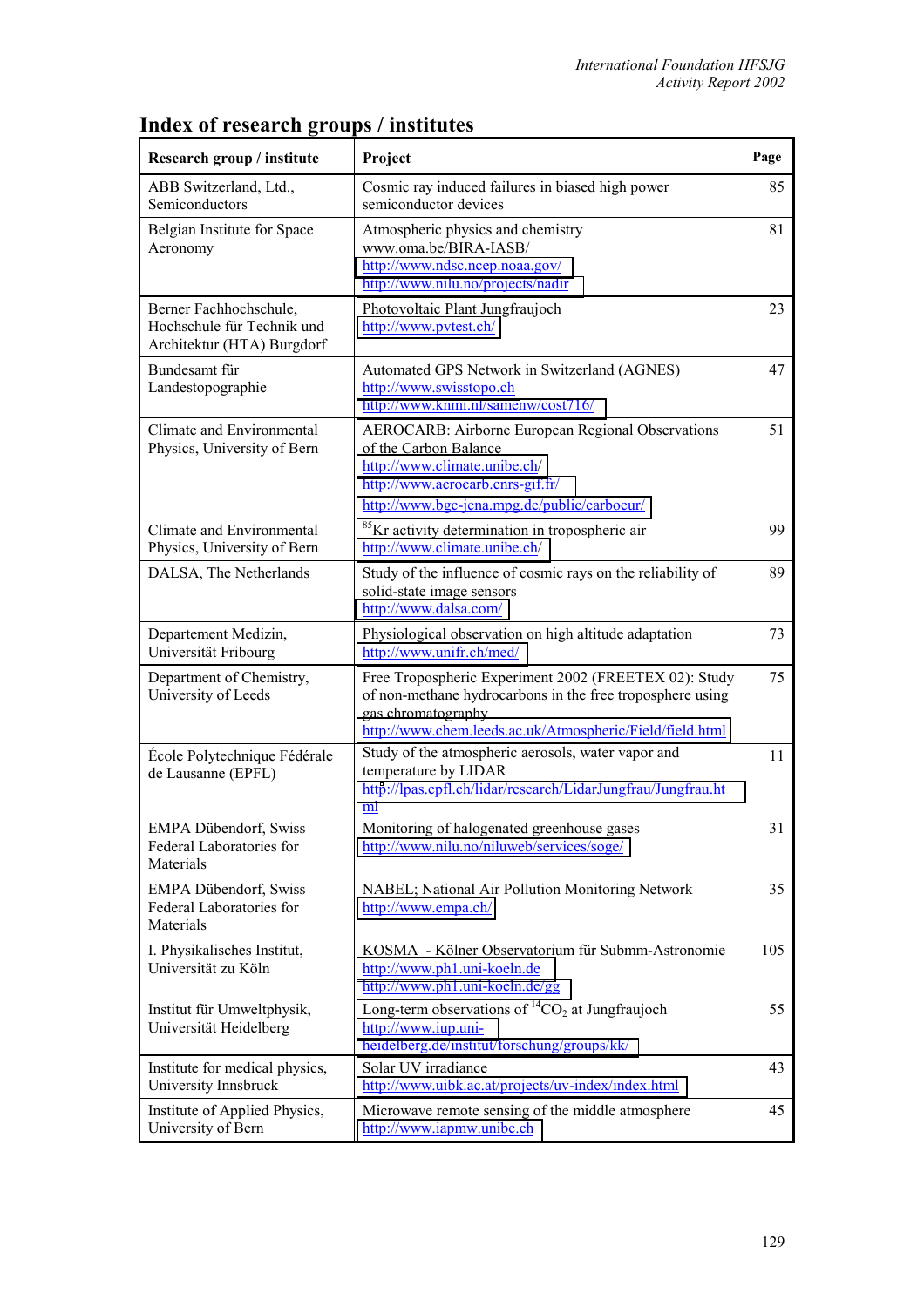# Index of research groups / institutes

| Research group / institute | Project | Page |
|---|---|---|
| ABB Switzerland, Ltd., Semiconductors | Cosmic ray induced failures in biased high power semiconductor devices | 85 |
| Belgian Institute for Space Aeronomy | Atmospheric physics and chemistry www.oma.be/BIRA-IASB/ http://www.ndsc.ncep.noaa.gov/ http://www.nilu.no/projects/nadir | 81 |
| Berner Fachhochschule, Hochschule für Technik und Architektur (HTA) Burgdorf | Photovoltaic Plant Jungfraujoch http://www.pvtest.ch/ | 23 |
| Bundesamt für Landestopographie | Automated GPS Network in Switzerland (AGNES) http://www.swisstopo.ch http://www.knmi.nl/samenw/cost716/ | 47 |
| Climate and Environmental Physics, University of Bern | AEROCARB: Airborne European Regional Observations of the Carbon Balance http://www.climate.unibe.ch/ http://www.aerocarb.cnrs-gif.fr/ http://www.bgc-jena.mpg.de/public/carboeur/ | 51 |
| Climate and Environmental Physics, University of Bern | $^{85}$Kr activity determination in tropospheric air http://www.climate.unibe.ch/ | 99 |
| DALSA, The Netherlands | Study of the influence of cosmic rays on the reliability of solid-state image sensors http://www.dalsa.com/ | 89 |
| Departement Medizin, Universität Fribourg | Physiological observation on high altitude adaptation http://www.unifr.ch/med/ | 73 |
| Department of Chemistry, University of Leeds | Free Tropospheric Experiment 2002 (FREETEX 02): Study of non-methane hydrocarbons in the free troposphere using gas chromatography http://www.chem.leeds.ac.uk/Atmospheric/Field/field.html | 75 |
| École Polytechnique Fédérale de Lausanne (EPFL) | Study of the atmospheric aerosols, water vapor and temperature by LIDAR http://lpas.epfl.ch/lidar/research/LidarJungfrau/Jungfrau.html | 11 |
| EMPA Dübendorf, Swiss Federal Laboratories for Materials | Monitoring of halogenated greenhouse gases http://www.nilu.no/niluweb/services/soge/ | 31 |
| EMPA Dübendorf, Swiss Federal Laboratories for Materials | NABEL; National Air Pollution Monitoring Network http://www.empa.ch/ | 35 |
| I. Physikalisches Institut, Universität zu Köln | KOSMA - Kölner Observatorium für Submm-Astronomie http://www.ph1.uni-koeln.de http://www.ph1.uni-koeln.de/gg | 105 |
| Institut für Umweltphysik, Universität Heidelberg | Long-term observations of $^{14}CO_2$ at Jungfraujoch http://www.iup.uni-heidelberg.de/institut/forschung/groups/kk/ | 55 |
| Institute for medical physics, University Innsbruck | Solar UV irradiance http://www.uibk.ac.at/projects/uv-index/index.html | 43 |
| Institute of Applied Physics, University of Bern | Microwave remote sensing of the middle atmosphere http://www.iapmw.unibe.ch | 45 |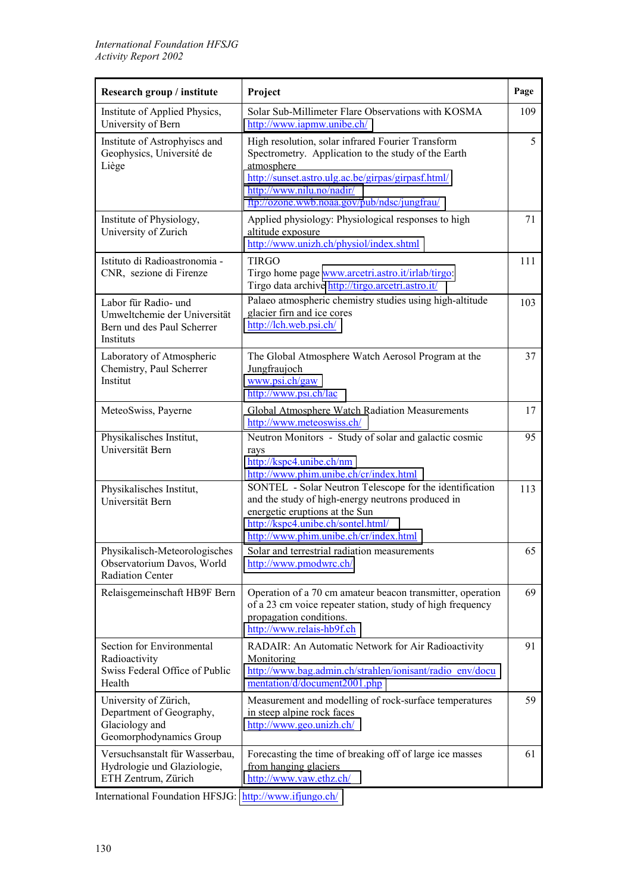| Research group / institute | Project | Page |
|---|---|---|
| Institute of Applied Physics, University of Bern | Solar Sub-Millimeter Flare Observations with KOSMA<br>http://www.iapmw.unibe.ch/ | 109 |
| Institute of Astrophysiscs and Geophysics, Université de Liège | High resolution, solar infrared Fourier Transform Spectrometry. Application to the study of the Earth atmosphere<br>http://sunset.astro.ulg.ac.be/girpas/girpasf.html/<br>http://www.nilu.no/nadir/<br>ftp://ozone.wwb.noaa.gov/pub/ndsc/jungfrau/ | 5 |
| Institute of Physiology, University of Zurich | Applied physiology: Physiological responses to high altitude exposure<br>http://www.unizh.ch/physiol/index.shtml | 71 |
| Istituto di Radioastronomia - CNR, sezione di Firenze | TIRGO<br>Tirgo home page www.arcetri.astro.it/irlab/tirgo;<br>Tirgo data archive http://tirgo.arcetri.astro.it/ | 111 |
| Labor für Radio- und Umweltchemie der Universität Bern und des Paul Scherrer Instituts | Palaeo atmospheric chemistry studies using high-altitude glacier firn and ice cores<br>http://lch.web.psi.ch/ | 103 |
| Laboratory of Atmospheric Chemistry, Paul Scherrer Institut | The Global Atmosphere Watch Aerosol Program at the Jungfraujoch<br>www.psi.ch/gaw<br>http://www.psi.ch/lac | 37 |
| MeteoSwiss, Payerne | Global Atmosphere Watch Radiation Measurements<br>http://www.meteoswiss.ch/ | 17 |
| Physikalisches Institut, Universität Bern | Neutron Monitors - Study of solar and galactic cosmic rays<br>http://kspc4.unibe.ch/nm<br>http://www.phim.unibe.ch/cr/index.html | 95 |
| Physikalisches Institut, Universität Bern | SONTEL - Solar Neutron Telescope for the identification and the study of high-energy neutrons produced in energetic eruptions at the Sun<br>http://kspc4.unibe.ch/sontel.html/<br>http://www.phim.unibe.ch/cr/index.html | 113 |
| Physikalisch-Meteorologisches Observatorium Davos, World Radiation Center | Solar and terrestrial radiation measurements<br>http://www.pmodwrc.ch/ | 65 |
| Relaisgemeinschaft HB9F Bern | Operation of a 70 cm amateur beacon transmitter, operation of a 23 cm voice repeater station, study of high frequency propagation conditions.<br>http://www.relais-hb9f.ch | 69 |
| Section for Environmental Radioactivity Swiss Federal Office of Public Health | RADAIR: An Automatic Network for Air Radioactivity Monitoring<br>http://www.bag.admin.ch/strahlen/ionisant/radio_env/documentation/d/document2001.php | 91 |
| University of Zürich, Department of Geography, Glaciology and Geomorphodynamics Group | Measurement and modelling of rock-surface temperatures in steep alpine rock faces<br>http://www.geo.unizh.ch/ | 59 |
| Versuchsanstalt für Wasserbau, Hydrologie und Glaziologie, ETH Zentrum, Zürich | Forecasting the time of breaking off of large ice masses from hanging glaciers<br>http://www.vaw.ethz.ch/ | 61 |

International Foundation HFSJG: http://www.ifjungo.ch/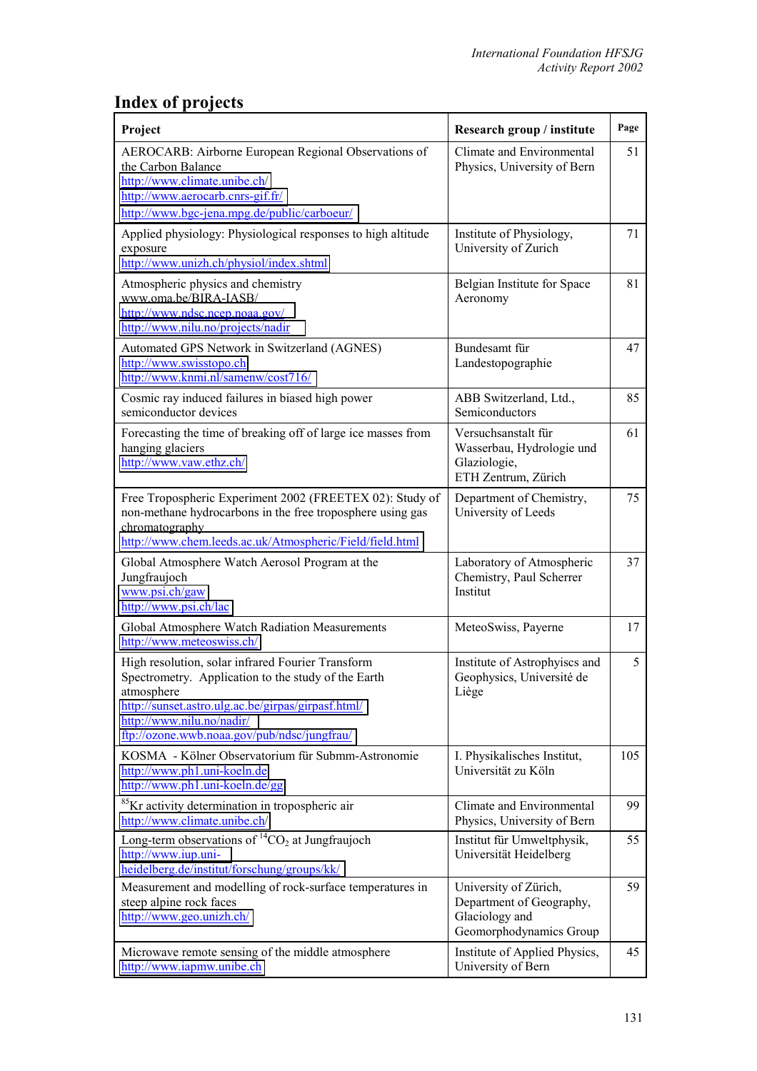## Index of projects

| Project | Research group / institute | Page |
|---|---|---|
| AEROCARB: Airborne European Regional Observations of the Carbon Balance<br>http://www.climate.unibe.ch/<br>http://www.aerocarb.cnrs-gif.fr/<br>http://www.bgc-jena.mpg.de/public/carboeur/ | Climate and Environmental Physics, University of Bern | 51 |
| Applied physiology: Physiological responses to high altitude exposure<br>http://www.unizh.ch/physiol/index.shtml | Institute of Physiology, University of Zurich | 71 |
| Atmospheric physics and chemistry<br>www.oma.be/BIRA-IASB/<br>http://www.ndsc.ncep.noaa.gov/<br>http://www.nilu.no/projects/nadir | Belgian Institute for Space Aeronomy | 81 |
| Automated GPS Network in Switzerland (AGNES)<br>http://www.swisstopo.ch<br>http://www.knmi.nl/samenw/cost716/ | Bundesamt für Landestopographie | 47 |
| Cosmic ray induced failures in biased high power semiconductor devices | ABB Switzerland, Ltd., Semiconductors | 85 |
| Forecasting the time of breaking off of large ice masses from hanging glaciers<br>http://www.vaw.ethz.ch/ | Versuchsanstalt für Wasserbau, Hydrologie und Glaziologie, ETH Zentrum, Zürich | 61 |
| Free Tropospheric Experiment 2002 (FREETEX 02): Study of non-methane hydrocarbons in the free troposphere using gas chromatography<br>http://www.chem.leeds.ac.uk/Atmospheric/Field/field.html | Department of Chemistry, University of Leeds | 75 |
| Global Atmosphere Watch Aerosol Program at the Jungfraujoch<br>www.psi.ch/gaw<br>http://www.psi.ch/lac | Laboratory of Atmospheric Chemistry, Paul Scherrer Institut | 37 |
| Global Atmosphere Watch Radiation Measurements<br>http://www.meteoswiss.ch/ | MeteoSwiss, Payerne | 17 |
| High resolution, solar infrared Fourier Transform Spectrometry. Application to the study of the Earth atmosphere<br>http://sunset.astro.ulg.ac.be/girpas/girpasf.html/<br>http://www.nilu.no/nadir/<br>ftp://ozone.wwb.noaa.gov/pub/ndsc/jungfrau/ | Institute of Astrophysics and Geophysics, Université de Liège | 5 |
| KOSMA - Kölner Observatorium für Submm-Astronomie<br>http://www.ph1.uni-koeln.de<br>http://www.ph1.uni-koeln.de/gg | I. Physikalisches Institut, Universität zu Köln | 105 |
| $^{85}$Kr activity determination in tropospheric air<br>http://www.climate.unibe.ch/ | Climate and Environmental Physics, University of Bern | 99 |
| Long-term observations of $^{14}CO_2$ at Jungfraujoch<br>http://www.iup.uni-heidelberg.de/institut/forschung/groups/kk/ | Institut für Umweltphysik, Universität Heidelberg | 55 |
| Measurement and modelling of rock-surface temperatures in steep alpine rock faces<br>http://www.geo.unizh.ch/ | University of Zürich, Department of Geography, Glaciology and Geomorphodynamics Group | 59 |
| Microwave remote sensing of the middle atmosphere<br>http://www.iapmw.unibe.ch | Institute of Applied Physics, University of Bern | 45 |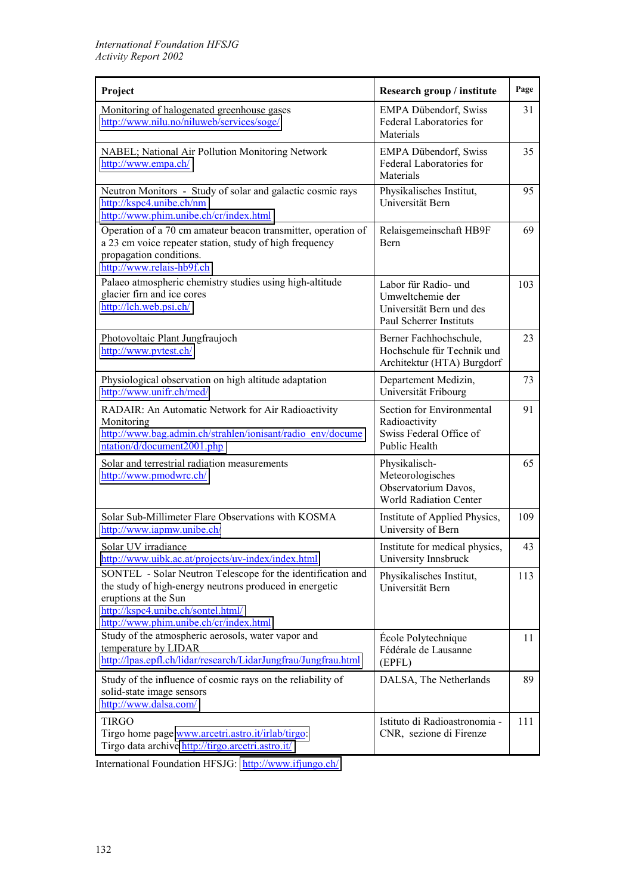| Project | Research group / institute | Page |
|---|---|---|
| Monitoring of halogenated greenhouse gases http://www.nilu.no/niluweb/services/soge/ | EMPA Dübendorf, Swiss Federal Laboratories for Materials | 31 |
| NABEL; National Air Pollution Monitoring Network http://www.empa.ch/ | EMPA Dübendorf, Swiss Federal Laboratories for Materials | 35 |
| Neutron Monitors - Study of solar and galactic cosmic rays http://kspc4.unibe.ch/nm http://www.phim.unibe.ch/cr/index.html | Physikalisches Institut, Universität Bern | 95 |
| Operation of a 70 cm amateur beacon transmitter, operation of a 23 cm voice repeater station, study of high frequency propagation conditions. http://www.relais-hb9f.ch | Relaisgemeinschaft HB9F Bern | 69 |
| Palaeo atmospheric chemistry studies using high-altitude glacier firn and ice cores http://lch.web.psi.ch/ | Labor für Radio- und Umweltchemie der Universität Bern und des Paul Scherrer Instituts | 103 |
| Photovoltaic Plant Jungfraujoch http://www.pvtest.ch/ | Berner Fachhochschule, Hochschule für Technik und Architektur (HTA) Burgdorf | 23 |
| Physiological observation on high altitude adaptation http://www.unifr.ch/med/ | Departement Medizin, Universität Fribourg | 73 |
| RADAIR: An Automatic Network for Air Radioactivity Monitoring http://www.bag.admin.ch/strahlen/ionisant/radio_env/documentation/d/document2001.php | Section for Environmental Radioactivity Swiss Federal Office of Public Health | 91 |
| Solar and terrestrial radiation measurements http://www.pmodwrc.ch/ | Physikalisch-Meteorologisches Observatorium Davos, World Radiation Center | 65 |
| Solar Sub-Millimeter Flare Observations with KOSMA http://www.iapmw.unibe.ch/ | Institute of Applied Physics, University of Bern | 109 |
| Solar UV irradiance http://www.uibk.ac.at/projects/uv-index/index.html | Institute for medical physics, University Innsbruck | 43 |
| SONTEL - Solar Neutron Telescope for the identification and the study of high-energy neutrons produced in energetic eruptions at the Sun http://kspc4.unibe.ch/sontel.html/ http://www.phim.unibe.ch/cr/index.html | Physikalisches Institut, Universität Bern | 113 |
| Study of the atmospheric aerosols, water vapor and temperature by LIDAR http://lpas.epfl.ch/lidar/research/LidarJungfrau/Jungfrau.html | École Polytechnique Fédérale de Lausanne (EPFL) | 11 |
| Study of the influence of cosmic rays on the reliability of solid-state image sensors http://www.dalsa.com/ | DALSA, The Netherlands | 89 |
| TIRGO Tirgo home page www.arcetri.astro.it/irlab/tirgo; Tirgo data archive http://tirgo.arcetri.astro.it/ | Istituto di Radioastronomia - CNR, sezione di Firenze | 111 |

International Foundation HFSJG: http://www.ifjungo.ch/